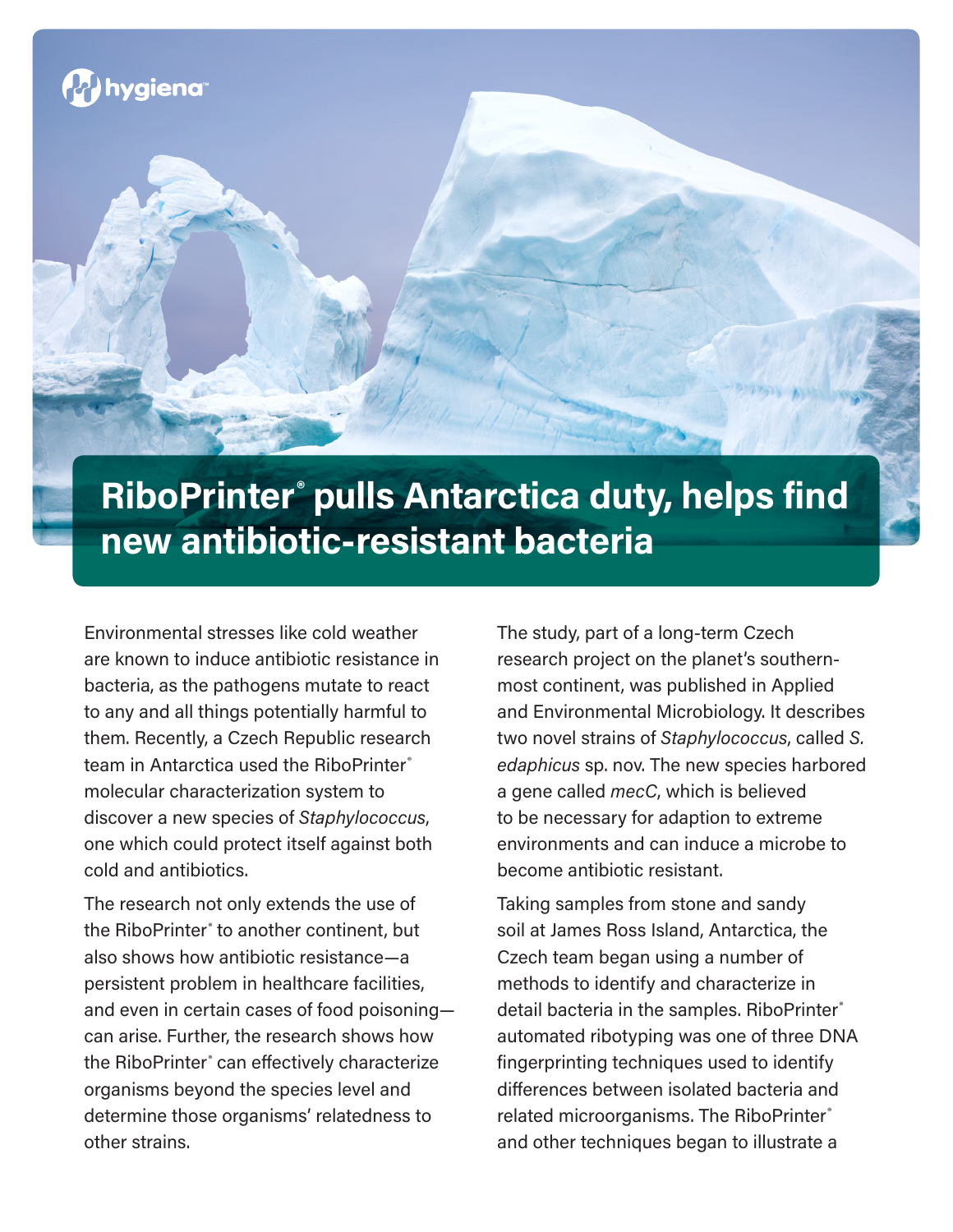# RiboPrinter® pulls Antarctica duty, helps find new antibiotic-resistant bacteria

Environmental stresses like cold weather are known to induce antibiotic resistance in bacteria, as the pathogens mutate to react to any and all things potentially harmful to them. Recently, a Czech Republic research team in Antarctica used the RiboPrinter® molecular characterization system to discover a new species of *Staphylococcus*, one which could protect itself against both cold and antibiotics.

The research not only extends the use of the RiboPrinter® to another continent, but also shows how antibiotic resistance—a persistent problem in healthcare facilities, and even in certain cases of food poisoning—can arise. Further, the research shows how the RiboPrinter® can effectively characterize organisms beyond the species level and determine those organisms' relatedness to other strains.

The study, part of a long-term Czech research project on the planet's southern-most continent, was published in Applied and Environmental Microbiology. It describes two novel strains of *Staphylococcus*, called *S. edaphicus* sp. nov. The new species harbored a gene called *mecC*, which is believed to be necessary for adaption to extreme environments and can induce a microbe to become antibiotic resistant.

Taking samples from stone and sandy soil at James Ross Island, Antarctica, the Czech team began using a number of methods to identify and characterize in detail bacteria in the samples. RiboPrinter® automated ribotyping was one of three DNA fingerprinting techniques used to identify differences between isolated bacteria and related microorganisms. The RiboPrinter® and other techniques began to illustrate a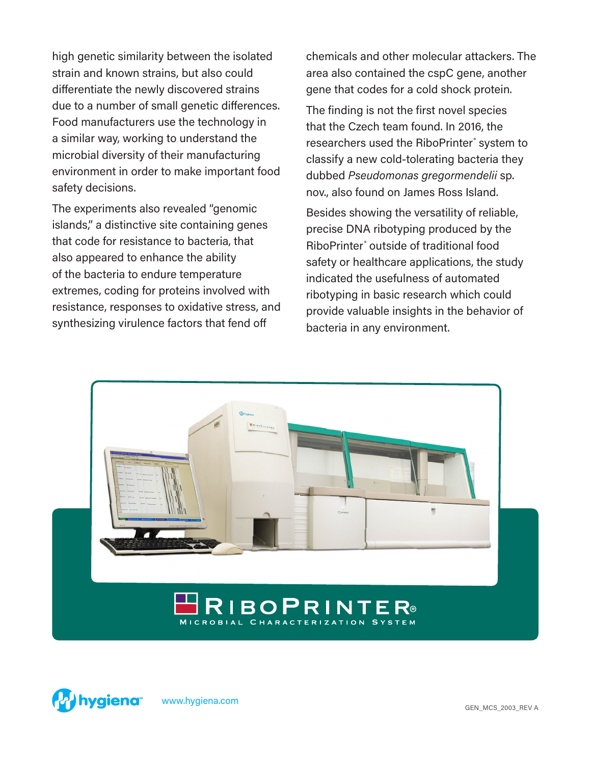high genetic similarity between the isolated strain and known strains, but also could differentiate the newly discovered strains due to a number of small genetic differences. Food manufacturers use the technology in a similar way, working to understand the microbial diversity of their manufacturing environment in order to make important food safety decisions.

The experiments also revealed "genomic islands," a distinctive site containing genes that code for resistance to bacteria, that also appeared to enhance the ability of the bacteria to endure temperature extremes, coding for proteins involved with resistance, responses to oxidative stress, and synthesizing virulence factors that fend off chemicals and other molecular attackers. The area also contained the cspC gene, another gene that codes for a cold shock protein.

The finding is not the first novel species that the Czech team found. In 2016, the researchers used the RiboPrinter® system to classify a new cold-tolerating bacteria they dubbed *Pseudomonas gregormendelii* sp. nov., also found on James Ross Island.

Besides showing the versatility of reliable, precise DNA ribotyping produced by the RiboPrinter® outside of traditional food safety or healthcare applications, the study indicated the usefulness of automated ribotyping in basic research which could provide valuable insights in the behavior of bacteria in any environment.

RIBOPRINTER®
MICROBIAL CHARACTERIZATION SYSTEM

hygiena™ www.hygiena.com

GEN_MCS_2003_REV A